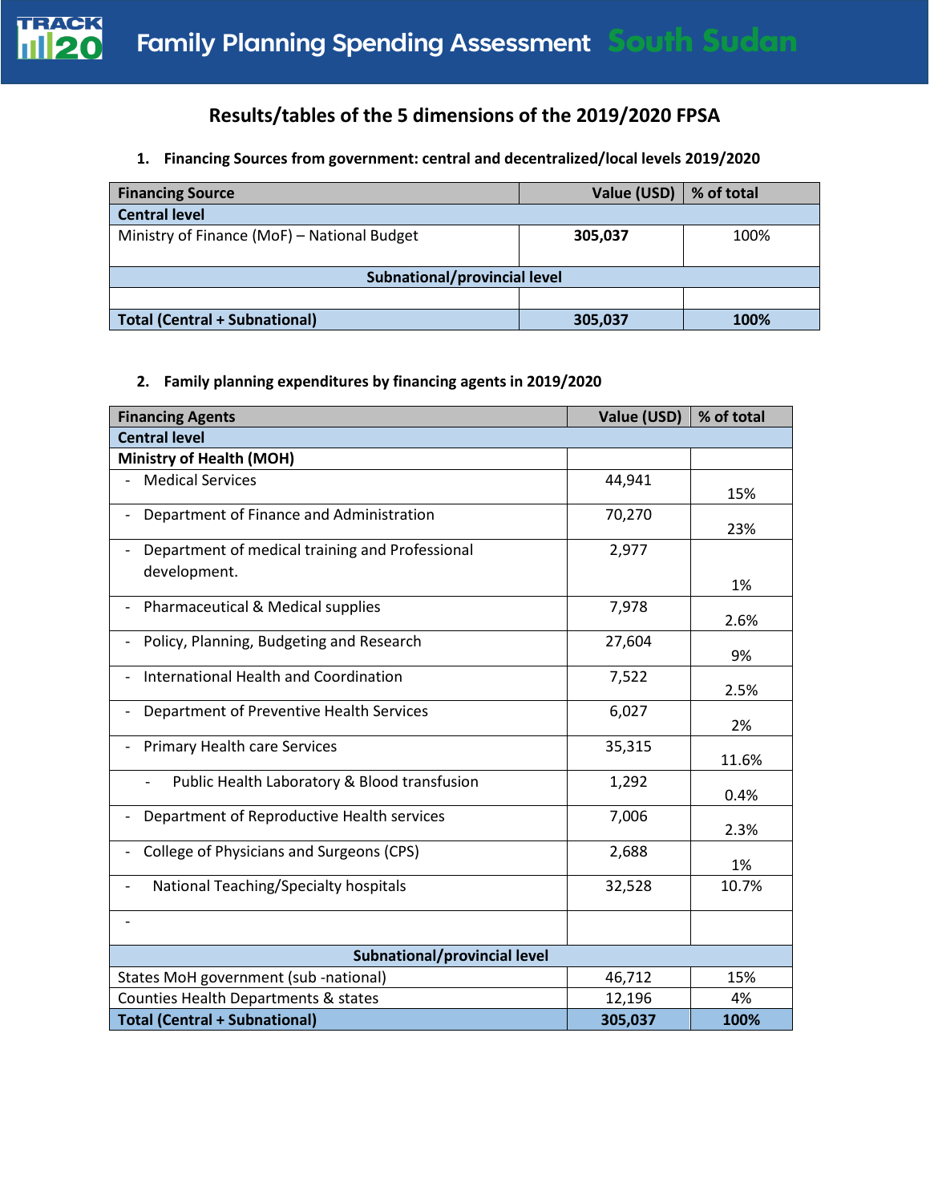# Family Planning Spending Assessment South Sudan

## Results/tables of the 5 dimensions of the 2019/2020 FPSA

### 1. Financing Sources from government: central and decentralized/local levels 2019/2020

| Financing Source | Value (USD) | % of total |
|---|---|---|
| **Central level** | | |
| Ministry of Finance (MoF) – National Budget | **305,037** | 100% |
| **Subnational/provincial level** | | |
| | | |
| **Total (Central + Subnational)** | **305,037** | **100%** |

### 2. Family planning expenditures by financing agents in 2019/2020

| Financing Agents | Value (USD) | % of total |
|---|---|---|
| **Central level** | | |
| **Ministry of Health (MOH)** | | |
| - Medical Services | 44,941 | 15% |
| - Department of Finance and Administration | 70,270 | 23% |
| - Department of medical training and Professional development. | 2,977 | 1% |
| - Pharmaceutical & Medical supplies | 7,978 | 2.6% |
| - Policy, Planning, Budgeting and Research | 27,604 | 9% |
| - International Health and Coordination | 7,522 | 2.5% |
| - Department of Preventive Health Services | 6,027 | 2% |
| - Primary Health care Services | 35,315 | 11.6% |
| - Public Health Laboratory & Blood transfusion | 1,292 | 0.4% |
| - Department of Reproductive Health services | 7,006 | 2.3% |
| - College of Physicians and Surgeons (CPS) | 2,688 | 1% |
| - National Teaching/Specialty hospitals | 32,528 | 10.7% |
| - | | |
| **Subnational/provincial level** | | |
| States MoH government (sub -national) | 46,712 | 15% |
| Counties Health Departments & states | 12,196 | 4% |
| **Total (Central + Subnational)** | **305,037** | **100%** |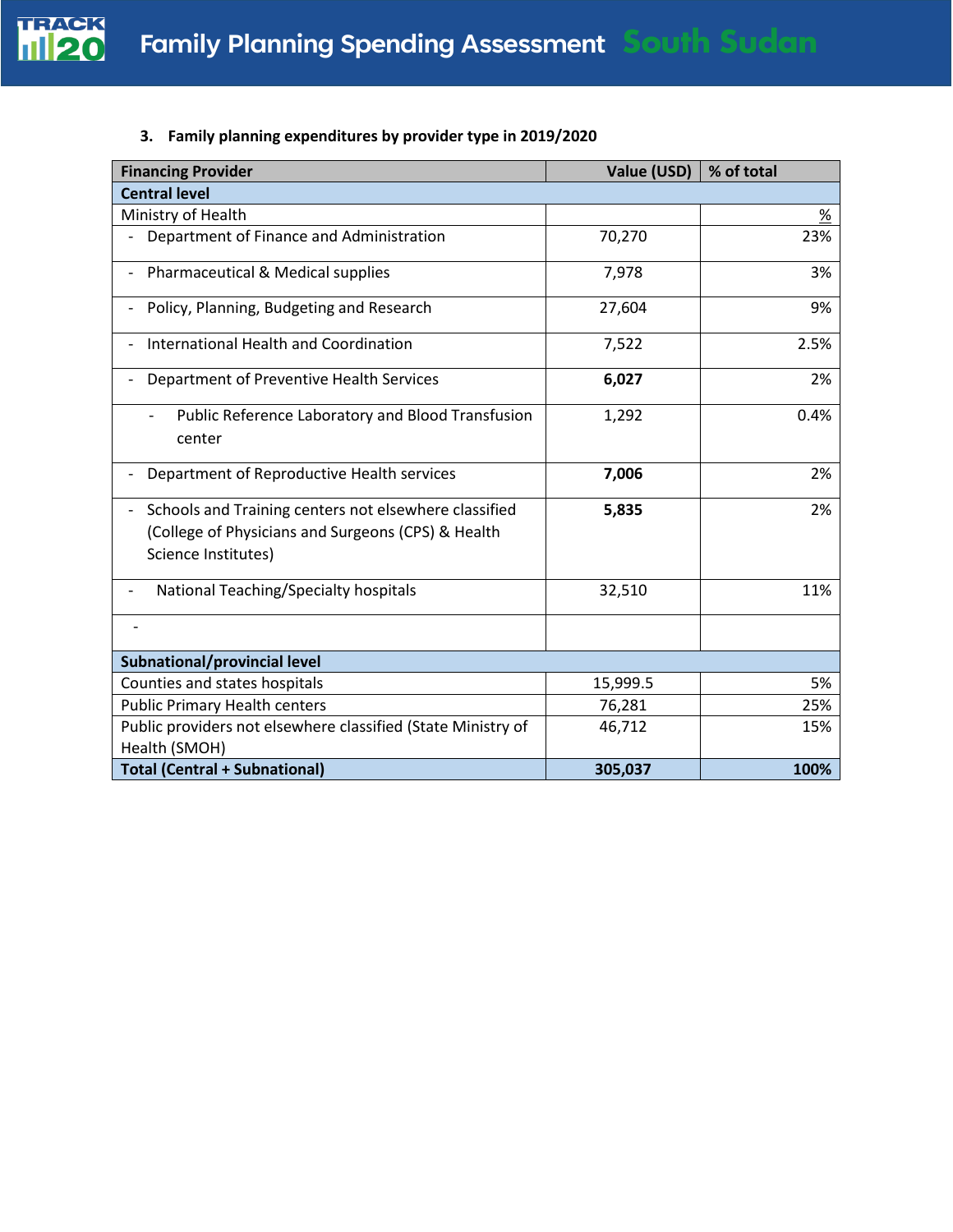### 3. Family planning expenditures by provider type in 2019/2020

| Financing Provider | Value (USD) | % of total |
|---|---|---|
| **Central level** | | |
| Ministry of Health | | % |
| - Department of Finance and Administration | 70,270 | 23% |
| - Pharmaceutical & Medical supplies | 7,978 | 3% |
| - Policy, Planning, Budgeting and Research | 27,604 | 9% |
| - International Health and Coordination | 7,522 | 2.5% |
| - Department of Preventive Health Services | **6,027** | 2% |
| - Public Reference Laboratory and Blood Transfusion center | 1,292 | 0.4% |
| - Department of Reproductive Health services | **7,006** | 2% |
| - Schools and Training centers not elsewhere classified (College of Physicians and Surgeons (CPS) & Health Science Institutes) | **5,835** | 2% |
| - National Teaching/Specialty hospitals | 32,510 | 11% |
| - | | |
| **Subnational/provincial level** | | |
| Counties and states hospitals | 15,999.5 | 5% |
| Public Primary Health centers | 76,281 | 25% |
| Public providers not elsewhere classified (State Ministry of Health (SMOH) | 46,712 | 15% |
| **Total (Central + Subnational)** | **305,037** | **100%** |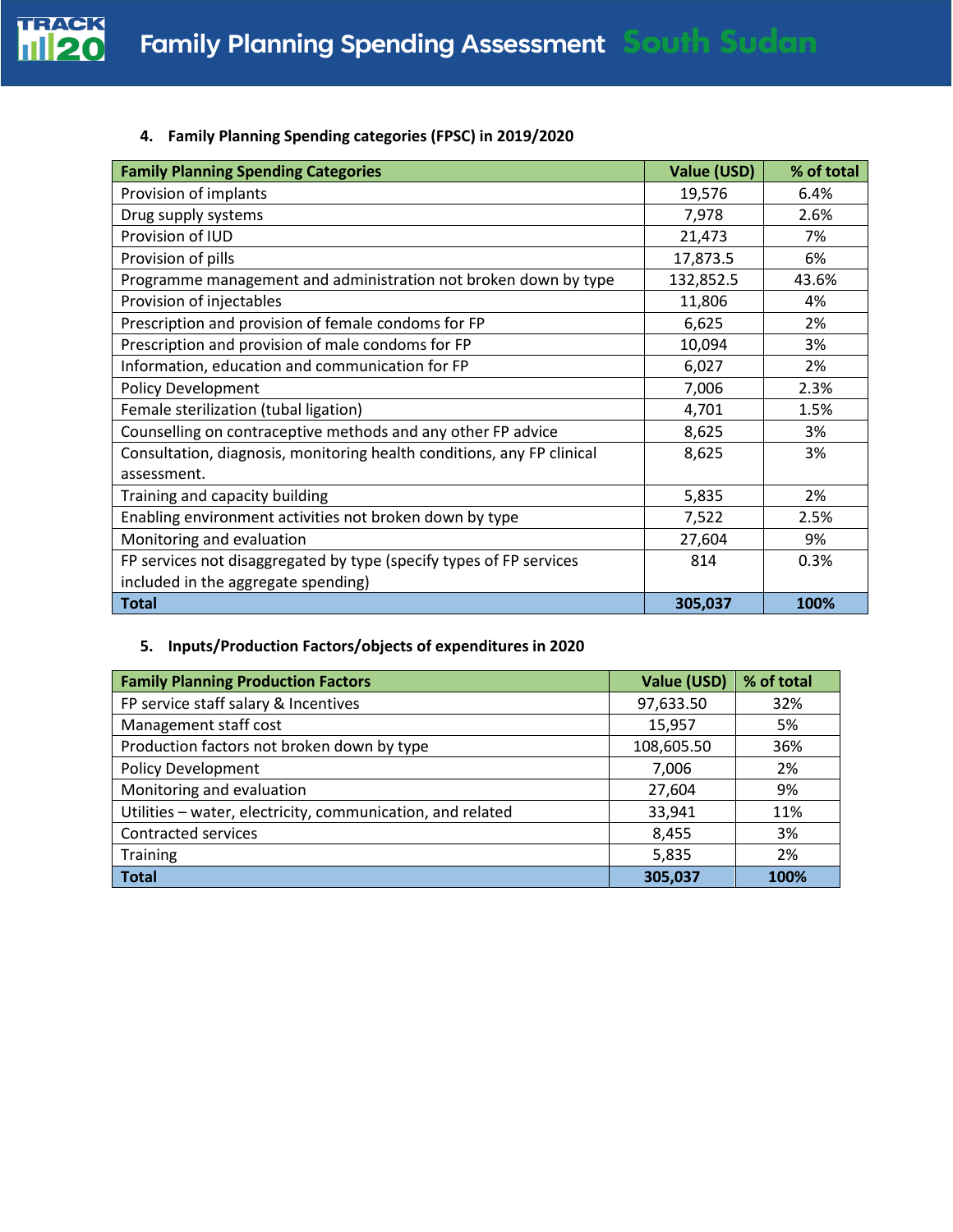#### 4. Family Planning Spending categories (FPSC) in 2019/2020

| Family Planning Spending Categories | Value (USD) | % of total |
|---|---|---|
| Provision of implants | 19,576 | 6.4% |
| Drug supply systems | 7,978 | 2.6% |
| Provision of IUD | 21,473 | 7% |
| Provision of pills | 17,873.5 | 6% |
| Programme management and administration not broken down by type | 132,852.5 | 43.6% |
| Provision of injectables | 11,806 | 4% |
| Prescription and provision of female condoms for FP | 6,625 | 2% |
| Prescription and provision of male condoms for FP | 10,094 | 3% |
| Information, education and communication for FP | 6,027 | 2% |
| Policy Development | 7,006 | 2.3% |
| Female sterilization (tubal ligation) | 4,701 | 1.5% |
| Counselling on contraceptive methods and any other FP advice | 8,625 | 3% |
| Consultation, diagnosis, monitoring health conditions, any FP clinical assessment. | 8,625 | 3% |
| Training and capacity building | 5,835 | 2% |
| Enabling environment activities not broken down by type | 7,522 | 2.5% |
| Monitoring and evaluation | 27,604 | 9% |
| FP services not disaggregated by type (specify types of FP services included in the aggregate spending) | 814 | 0.3% |
| **Total** | **305,037** | **100%** |

#### 5. Inputs/Production Factors/objects of expenditures in 2020

| Family Planning Production Factors | Value (USD) | % of total |
|---|---|---|
| FP service staff salary & Incentives | 97,633.50 | 32% |
| Management staff cost | 15,957 | 5% |
| Production factors not broken down by type | 108,605.50 | 36% |
| Policy Development | 7,006 | 2% |
| Monitoring and evaluation | 27,604 | 9% |
| Utilities – water, electricity, communication, and related | 33,941 | 11% |
| Contracted services | 8,455 | 3% |
| Training | 5,835 | 2% |
| **Total** | **305,037** | **100%** |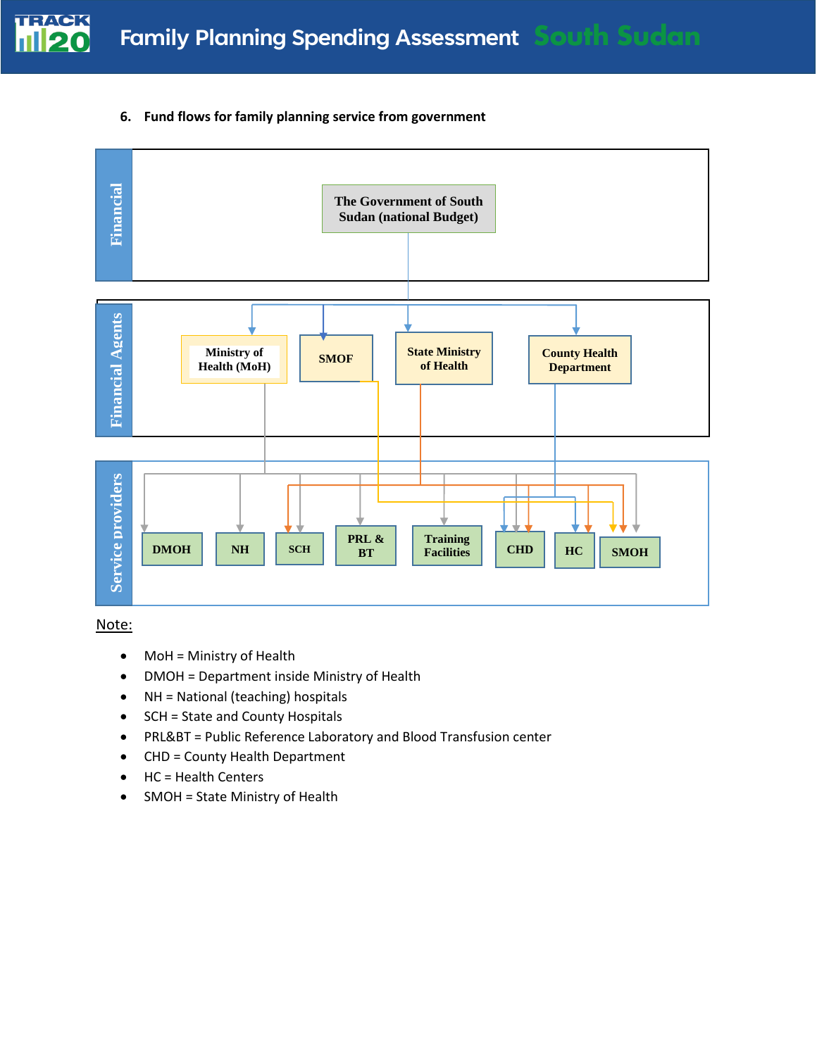### 6. Fund flows for family planning service from government

**Financial**

The Government of South Sudan (national Budget)

**Financial Agents**

Ministry of Health (MoH)

SMOF

State Ministry of Health

County Health Department

**Service providers**

DMOH

NH

SCH

PRL & BT

Training Facilities

CHD

HC

SMOH

Note:

- MoH = Ministry of Health
- DMOH = Department inside Ministry of Health
- NH = National (teaching) hospitals
- SCH = State and County Hospitals
- PRL&BT = Public Reference Laboratory and Blood Transfusion center
- CHD = County Health Department
- HC = Health Centers
- SMOH = State Ministry of Health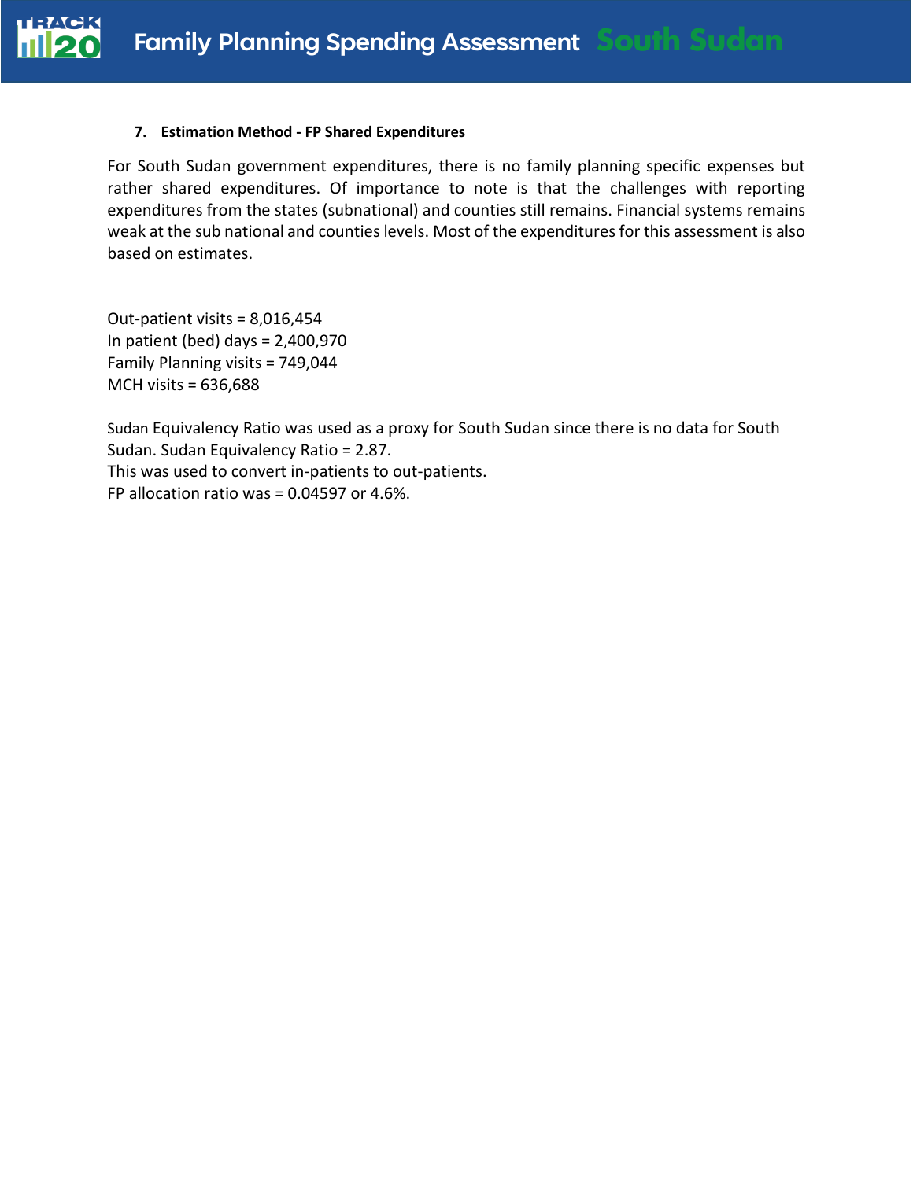### 7. Estimation Method - FP Shared Expenditures

For South Sudan government expenditures, there is no family planning specific expenses but rather shared expenditures. Of importance to note is that the challenges with reporting expenditures from the states (subnational) and counties still remains. Financial systems remains weak at the sub national and counties levels. Most of the expenditures for this assessment is also based on estimates.

Out-patient visits = 8,016,454
In patient (bed) days = 2,400,970
Family Planning visits = 749,044
MCH visits = 636,688

Sudan Equivalency Ratio was used as a proxy for South Sudan since there is no data for South Sudan. Sudan Equivalency Ratio = 2.87.
This was used to convert in-patients to out-patients.
FP allocation ratio was = 0.04597 or 4.6%.